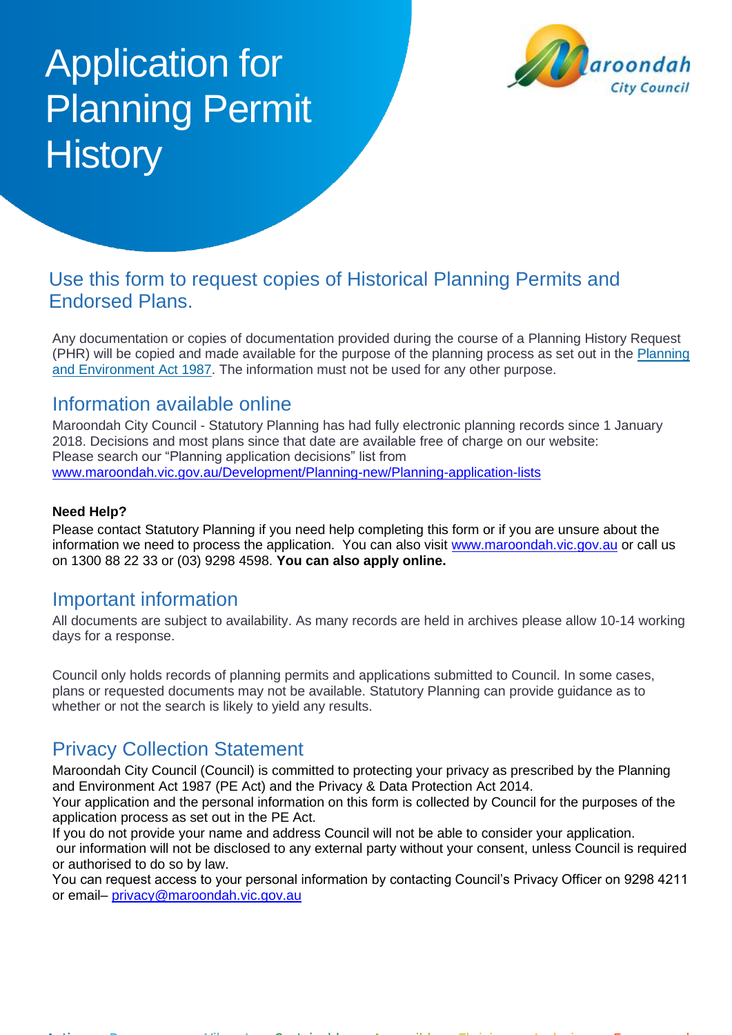# Application for Planning Permit History

## Use this form to request copies of Historical Planning Permits and Endorsed Plans.

Any documentation or copies of documentation provided during the course of a Planning History Request (PHR) will be copied and made available for the purpose of the planning process as set out in the [Planning and Environment Act 1987](). The information must not be used for any other purpose.

## Information available online

Maroondah City Council - Statutory Planning has had fully electronic planning records since 1 January 2018. Decisions and most plans since that date are available free of charge on our website:
Please search our "Planning application decisions" list from
[www.maroondah.vic.gov.au/Development/Planning-new/Planning-application-lists](www.maroondah.vic.gov.au/Development/Planning-new/Planning-application-lists)

**Need Help?**

Please contact Statutory Planning if you need help completing this form or if you are unsure about the information we need to process the application. You can also visit [www.maroondah.vic.gov.au](www.maroondah.vic.gov.au) or call us on 1300 88 22 33 or (03) 9298 4598. **You can also apply online.**

## Important information

All documents are subject to availability. As many records are held in archives please allow 10-14 working days for a response.

Council only holds records of planning permits and applications submitted to Council. In some cases, plans or requested documents may not be available. Statutory Planning can provide guidance as to whether or not the search is likely to yield any results.

## Privacy Collection Statement

Maroondah City Council (Council) is committed to protecting your privacy as prescribed by the Planning and Environment Act 1987 (PE Act) and the Privacy & Data Protection Act 2014.
Your application and the personal information on this form is collected by Council for the purposes of the application process as set out in the PE Act.
If you do not provide your name and address Council will not be able to consider your application.
our information will not be disclosed to any external party without your consent, unless Council is required or authorised to do so by law.
You can request access to your personal information by contacting Council's Privacy Officer on 9298 4211 or email– [privacy@maroondah.vic.gov.au](mailto:privacy@maroondah.vic.gov.au)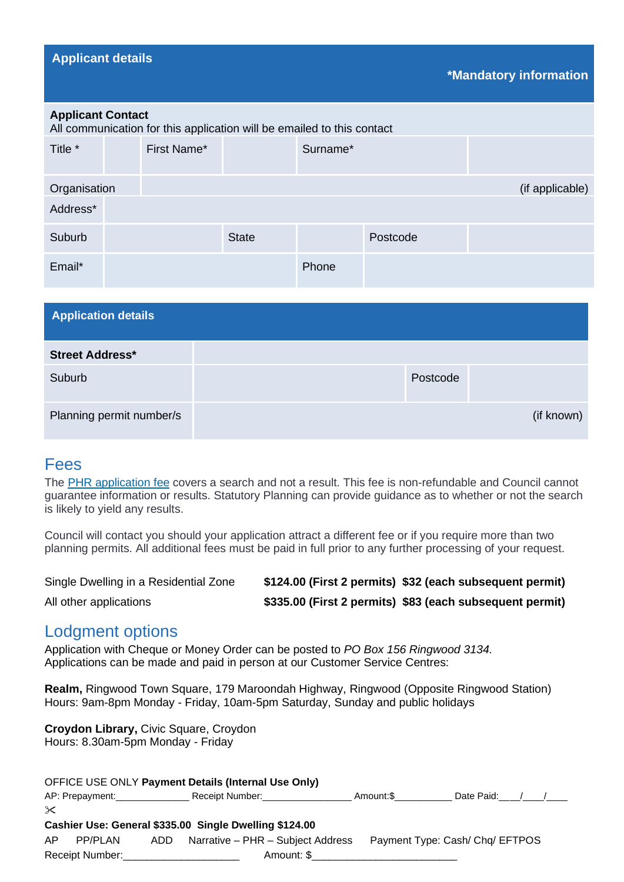## Applicant details

*Mandatory information

| | | | | | |
|---|---|---|---|---|---|
| **Applicant Contact**<br>All communication for this application will be emailed to this contact | | | | | |
| Title * | | First Name* | | Surname* | |
| Organisation | (if applicable) | | | | |
| Address* | | | | | |
| Suburb | | State | | Postcode | |
| Email* | | | Phone | | |

## Application details

| | | | |
|---|---|---|---|
| **Street Address*** | | | |
| Suburb | | Postcode | |
| Planning permit number/s | (if known) | | |

## Fees

The PHR application fee covers a search and not a result. This fee is non-refundable and Council cannot guarantee information or results. Statutory Planning can provide guidance as to whether or not the search is likely to yield any results.

Council will contact you should your application attract a different fee or if you require more than two planning permits. All additional fees must be paid in full prior to any further processing of your request.

| | | |
|---|---|---|
| Single Dwelling in a Residential Zone | **$124.00 (First 2 permits)** | **$32 (each subsequent permit)** |
| All other applications | **$335.00 (First 2 permits)** | **$83 (each subsequent permit)** |

## Lodgment options

Application with Cheque or Money Order can be posted to *PO Box 156 Ringwood 3134.*
Applications can be made and paid in person at our Customer Service Centres:

**Realm,** Ringwood Town Square, 179 Maroondah Highway, Ringwood (Opposite Ringwood Station)
Hours: 9am-8pm Monday - Friday, 10am-5pm Saturday, Sunday and public holidays

**Croydon Library,** Civic Square, Croydon
Hours: 8.30am-5pm Monday - Friday

OFFICE USE ONLY **Payment Details (Internal Use Only)**
AP: Prepayment:_____________ Receipt Number:________________ Amount:$__________ Date Paid:___/____/____

✂

**Cashier Use: General $335.00 Single Dwelling $124.00**
AP PP/PLAN ADD Narrative – PHR – Subject Address Payment Type: Cash/ Chq/ EFTPOS
Receipt Number:____________________ Amount: $_________________________